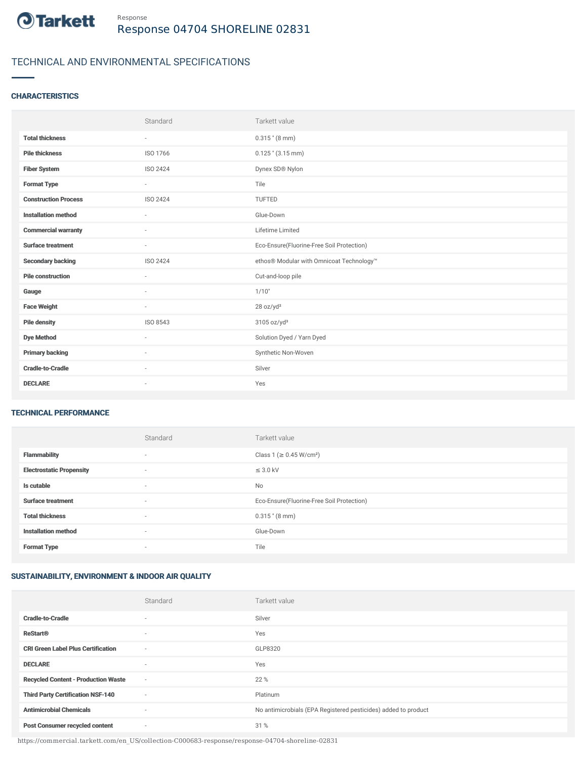Tarkett

Response

# Response 04704 SHORELINE 02831

## TECHNICAL AND ENVIRONMENTAL SPECIFICATIONS

### CHARACTERISTICS

| | Standard | Tarkett value |
|---|---|---|
| **Total thickness** | - | 0.315 " (8 mm) |
| **Pile thickness** | ISO 1766 | 0.125 " (3.15 mm) |
| **Fiber System** | ISO 2424 | Dynex SD® Nylon |
| **Format Type** | - | Tile |
| **Construction Process** | ISO 2424 | TUFTED |
| **Installation method** | - | Glue-Down |
| **Commercial warranty** | - | Lifetime Limited |
| **Surface treatment** | - | Eco-Ensure(Fluorine-Free Soil Protection) |
| **Secondary backing** | ISO 2424 | ethos® Modular with Omnicoat Technology™ |
| **Pile construction** | - | Cut-and-loop pile |
| **Gauge** | - | 1/10" |
| **Face Weight** | - | 28 oz/yd² |
| **Pile density** | ISO 8543 | 3105 oz/yd³ |
| **Dye Method** | - | Solution Dyed / Yarn Dyed |
| **Primary backing** | - | Synthetic Non-Woven |
| **Cradle-to-Cradle** | - | Silver |
| **DECLARE** | - | Yes |

### TECHNICAL PERFORMANCE

| | Standard | Tarkett value |
|---|---|---|
| **Flammability** | - | Class 1 (≥ 0.45 W/cm²) |
| **Electrostatic Propensity** | - | ≤ 3.0 kV |
| **Is cutable** | - | No |
| **Surface treatment** | - | Eco-Ensure(Fluorine-Free Soil Protection) |
| **Total thickness** | - | 0.315 " (8 mm) |
| **Installation method** | - | Glue-Down |
| **Format Type** | - | Tile |

### SUSTAINABILITY, ENVIRONMENT & INDOOR AIR QUALITY

| | Standard | Tarkett value |
|---|---|---|
| **Cradle-to-Cradle** | - | Silver |
| **ReStart®** | - | Yes |
| **CRI Green Label Plus Certification** | - | GLP8320 |
| **DECLARE** | - | Yes |
| **Recycled Content - Production Waste** | - | 22 % |
| **Third Party Certification NSF-140** | - | Platinum |
| **Antimicrobial Chemicals** | - | No antimicrobials (EPA Registered pesticides) added to product |
| **Post Consumer recycled content** | - | 31 % |

https://commercial.tarkett.com/en_US/collection-C000683-response/response-04704-shoreline-02831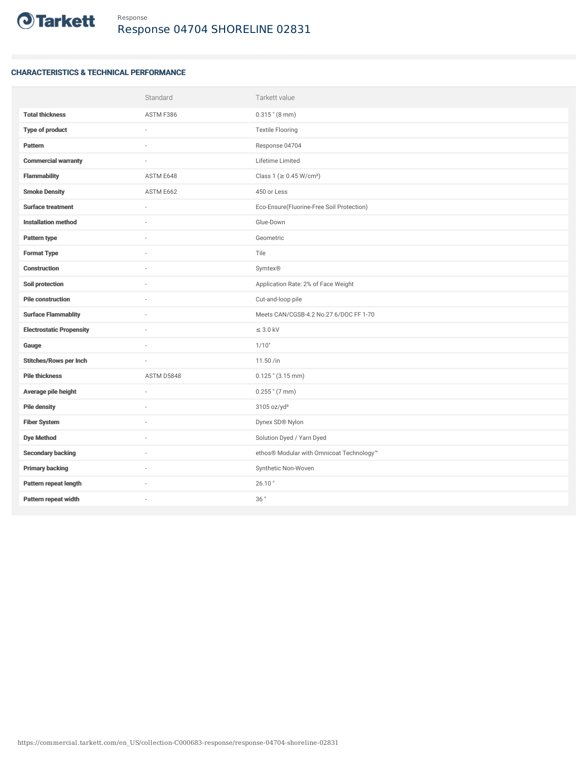Response

# Response 04704 SHORELINE 02831

## CHARACTERISTICS & TECHNICAL PERFORMANCE

| | Standard | Tarkett value |
| --- | --- | --- |
| **Total thickness** | ASTM F386 | 0.315 " (8 mm) |
| **Type of product** | - | Textile Flooring |
| **Pattern** | - | Response 04704 |
| **Commercial warranty** | - | Lifetime Limited |
| **Flammability** | ASTM E648 | Class 1 (≥ 0.45 W/cm²) |
| **Smoke Density** | ASTM E662 | 450 or Less |
| **Surface treatment** | - | Eco-Ensure(Fluorine-Free Soil Protection) |
| **Installation method** | - | Glue-Down |
| **Pattern type** | - | Geometric |
| **Format Type** | - | Tile |
| **Construction** | - | Symtex® |
| **Soil protection** | - | Application Rate: 2% of Face Weight |
| **Pile construction** | - | Cut-and-loop pile |
| **Surface Flammablity** | - | Meets CAN/CGSB-4.2 No.27.6/DOC FF 1-70 |
| **Electrostatic Propensity** | - | ≤ 3.0 kV |
| **Gauge** | - | 1/10" |
| **Stitches/Rows per Inch** | - | 11.50 /in |
| **Pile thickness** | ASTM D5848 | 0.125 " (3.15 mm) |
| **Average pile height** | - | 0.255 " (7 mm) |
| **Pile density** | - | 3105 oz/yd³ |
| **Fiber System** | - | Dynex SD® Nylon |
| **Dye Method** | - | Solution Dyed / Yarn Dyed |
| **Secondary backing** | - | ethos® Modular with Omnicoat Technology™ |
| **Primary backing** | - | Synthetic Non-Woven |
| **Pattern repeat length** | - | 26.10 " |
| **Pattern repeat width** | - | 36 " |